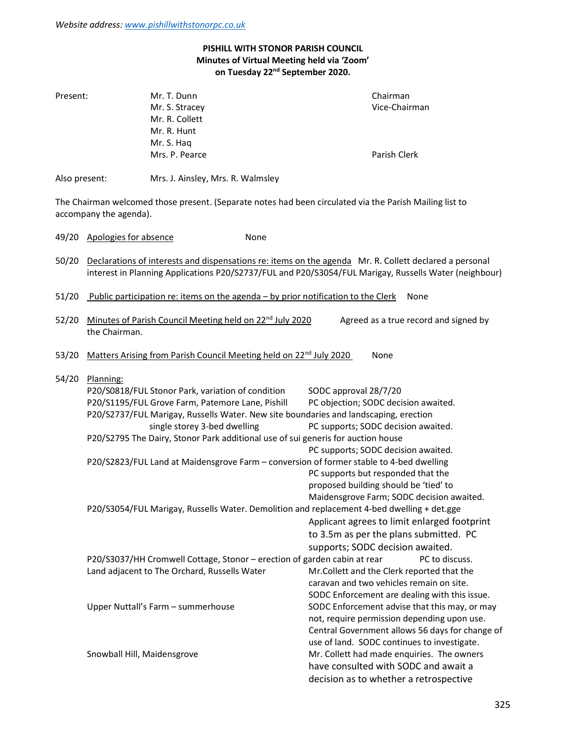*Website address: [www.pishillwithstonorpc.co.uk](www.pishillwithstonorpc.co.uk)*

**PISHILL WITH STONOR PARISH COUNCIL**
**Minutes of Virtual Meeting held via 'Zoom'**
**on Tuesday 22nd September 2020.**

| | | |
|---|---|---|
| Present: | Mr. T. Dunn | Chairman |
| | Mr. S. Stracey | Vice-Chairman |
| | Mr. R. Collett | |
| | Mr. R. Hunt | |
| | Mr. S. Haq | |
| | Mrs. P. Pearce | Parish Clerk |

Also present: Mrs. J. Ainsley, Mrs. R. Walmsley

The Chairman welcomed those present. (Separate notes had been circulated via the Parish Mailing list to accompany the agenda).

49/20 Apologies for absence — None

50/20 Declarations of interests and dispensations re: items on the agenda — Mr. R. Collett declared a personal interest in Planning Applications P20/S2737/FUL and P20/S3054/FUL Marigay, Russells Water (neighbour)

51/20 Public participation re: items on the agenda – by prior notification to the Clerk — None

52/20 Minutes of Parish Council Meeting held on 22nd July 2020 — Agreed as a true record and signed by the Chairman.

53/20 Matters Arising from Parish Council Meeting held on 22nd July 2020 — None

54/20 Planning:

| Application | Status |
|---|---|
| P20/S0818/FUL Stonor Park, variation of condition | SODC approval 28/7/20 |
| P20/S1195/FUL Grove Farm, Patemore Lane, Pishill | PC objection; SODC decision awaited. |
| P20/S2737/FUL Marigay, Russells Water. New site boundaries and landscaping, erection single storey 3-bed dwelling | PC supports; SODC decision awaited. |
| P20/S2795 The Dairy, Stonor Park additional use of sui generis for auction house | PC supports; SODC decision awaited. |
| P20/S2823/FUL Land at Maidensgrove Farm – conversion of former stable to 4-bed dwelling | PC supports but responded that the proposed building should be 'tied' to Maidensgrove Farm; SODC decision awaited. |
| P20/S3054/FUL Marigay, Russells Water. Demolition and replacement 4-bed dwelling + det.gge | Applicant agrees to limit enlarged footprint to 3.5m as per the plans submitted. PC supports; SODC decision awaited. |
| P20/S3037/HH Cromwell Cottage, Stonor – erection of garden cabin at rear | PC to discuss. |
| Land adjacent to The Orchard, Russells Water | Mr.Collett and the Clerk reported that the caravan and two vehicles remain on site. SODC Enforcement are dealing with this issue. |
| Upper Nuttall's Farm – summerhouse | SODC Enforcement advise that this may, or may not, require permission depending upon use. Central Government allows 56 days for change of use of land. SODC continues to investigate. |
| Snowball Hill, Maidensgrove | Mr. Collett had made enquiries. The owners have consulted with SODC and await a decision as to whether a retrospective |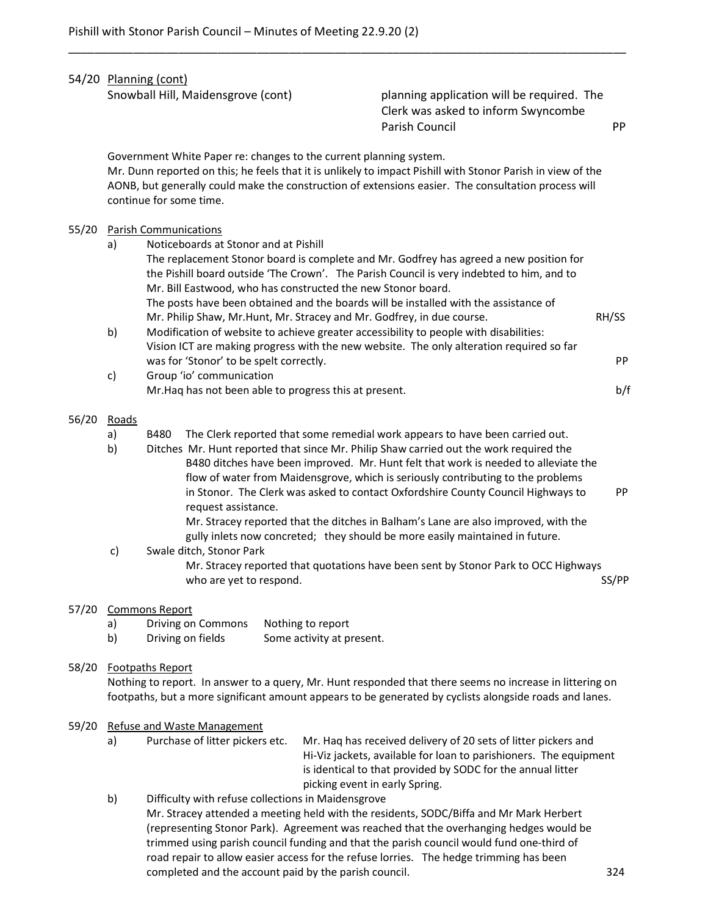54/20 Planning (cont)

Snowball Hill, Maidensgrove (cont) — planning application will be required. The Clerk was asked to inform Swyncombe Parish Council — PP

Government White Paper re: changes to the current planning system.
Mr. Dunn reported on this; he feels that it is unlikely to impact Pishill with Stonor Parish in view of the AONB, but generally could make the construction of extensions easier. The consultation process will continue for some time.

55/20 Parish Communications

a) Noticeboards at Stonor and at Pishill
The replacement Stonor board is complete and Mr. Godfrey has agreed a new position for the Pishill board outside 'The Crown'. The Parish Council is very indebted to him, and to Mr. Bill Eastwood, who has constructed the new Stonor board.
The posts have been obtained and the boards will be installed with the assistance of Mr. Philip Shaw, Mr.Hunt, Mr. Stracey and Mr. Godfrey, in due course. — RH/SS

b) Modification of website to achieve greater accessibility to people with disabilities:
Vision ICT are making progress with the new website. The only alteration required so far was for 'Stonor' to be spelt correctly. — PP

c) Group 'io' communication
Mr.Haq has not been able to progress this at present. — b/f

56/20 Roads

a) B480 The Clerk reported that some remedial work appears to have been carried out.

b) Ditches Mr. Hunt reported that since Mr. Philip Shaw carried out the work required the B480 ditches have been improved. Mr. Hunt felt that work is needed to alleviate the flow of water from Maidensgrove, which is seriously contributing to the problems in Stonor. The Clerk was asked to contact Oxfordshire County Council Highways to request assistance. — PP
Mr. Stracey reported that the ditches in Balham's Lane are also improved, with the gully inlets now concreted; they should be more easily maintained in future.

c) Swale ditch, Stonor Park
Mr. Stracey reported that quotations have been sent by Stonor Park to OCC Highways who are yet to respond. — SS/PP

57/20 Commons Report

a) Driving on Commons — Nothing to report
b) Driving on fields — Some activity at present.

58/20 Footpaths Report

Nothing to report. In answer to a query, Mr. Hunt responded that there seems no increase in littering on footpaths, but a more significant amount appears to be generated by cyclists alongside roads and lanes.

59/20 Refuse and Waste Management

a) Purchase of litter pickers etc. — Mr. Haq has received delivery of 20 sets of litter pickers and Hi-Viz jackets, available for loan to parishioners. The equipment is identical to that provided by SODC for the annual litter picking event in early Spring.

b) Difficulty with refuse collections in Maidensgrove
Mr. Stracey attended a meeting held with the residents, SODC/Biffa and Mr Mark Herbert (representing Stonor Park). Agreement was reached that the overhanging hedges would be trimmed using parish council funding and that the parish council would fund one-third of road repair to allow easier access for the refuse lorries. The hedge trimming has been completed and the account paid by the parish council.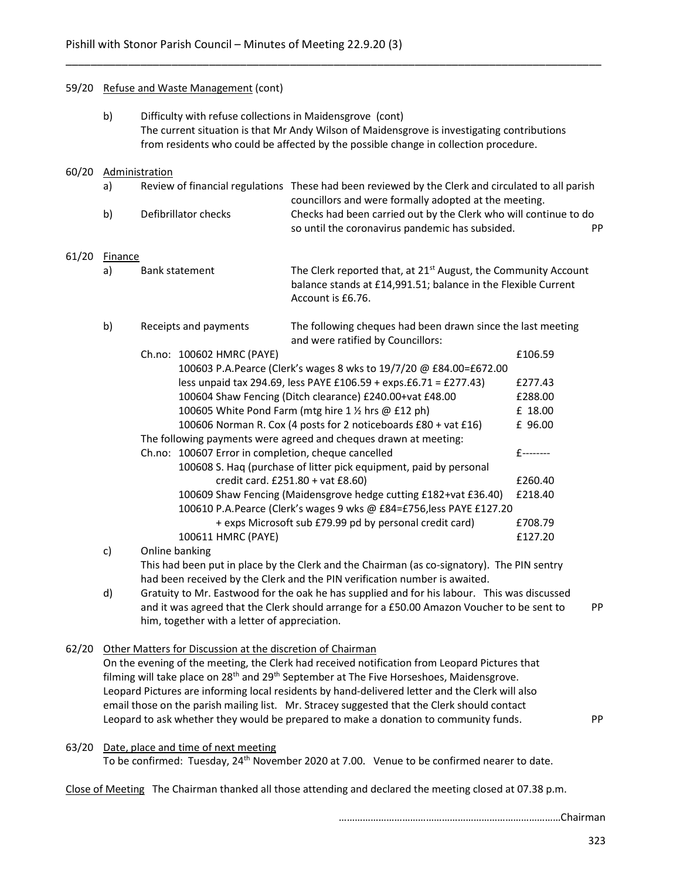59/20 Refuse and Waste Management (cont)

b) Difficulty with refuse collections in Maidensgrove (cont)
The current situation is that Mr Andy Wilson of Maidensgrove is investigating contributions from residents who could be affected by the possible change in collection procedure.

60/20 Administration

a) Review of financial regulations — These had been reviewed by the Clerk and circulated to all parish councillors and were formally adopted at the meeting.

b) Defibrillator checks — Checks had been carried out by the Clerk who will continue to do so until the coronavirus pandemic has subsided. PP

61/20 Finance

a) Bank statement — The Clerk reported that, at 21st August, the Community Account balance stands at £14,991.51; balance in the Flexible Current Account is £6.76.

b) Receipts and payments — The following cheques had been drawn since the last meeting and were ratified by Councillors:

| | |
|---|---|
| Ch.no: 100602 HMRC (PAYE) | £106.59 |
| 100603 P.A.Pearce (Clerk's wages 8 wks to 19/7/20 @ £84.00=£672.00 less unpaid tax 294.69, less PAYE £106.59 + exps.£6.71 = £277.43) | £277.43 |
| 100604 Shaw Fencing (Ditch clearance) £240.00+vat £48.00 | £288.00 |
| 100605 White Pond Farm (mtg hire 1 ½ hrs @ £12 ph) | £ 18.00 |
| 100606 Norman R. Cox (4 posts for 2 noticeboards £80 + vat £16) | £ 96.00 |

The following payments were agreed and cheques drawn at meeting:

| | |
|---|---|
| Ch.no: 100607 Error in completion, cheque cancelled | £-------- |
| 100608 S. Haq (purchase of litter pick equipment, paid by personal credit card. £251.80 + vat £8.60) | £260.40 |
| 100609 Shaw Fencing (Maidensgrove hedge cutting £182+vat £36.40) | £218.40 |
| 100610 P.A.Pearce (Clerk's wages 9 wks @ £84=£756,less PAYE £127.20 + exps Microsoft sub £79.99 pd by personal credit card) | £708.79 |
| 100611 HMRC (PAYE) | £127.20 |

c) Online banking
This had been put in place by the Clerk and the Chairman (as co-signatory). The PIN sentry had been received by the Clerk and the PIN verification number is awaited.

d) Gratuity to Mr. Eastwood for the oak he has supplied and for his labour. This was discussed and it was agreed that the Clerk should arrange for a £50.00 Amazon Voucher to be sent to him, together with a letter of appreciation. PP

62/20 Other Matters for Discussion at the discretion of Chairman

On the evening of the meeting, the Clerk had received notification from Leopard Pictures that filming will take place on 28th and 29th September at The Five Horseshoes, Maidensgrove. Leopard Pictures are informing local residents by hand-delivered letter and the Clerk will also email those on the parish mailing list. Mr. Stracey suggested that the Clerk should contact Leopard to ask whether they would be prepared to make a donation to community funds. PP

63/20 Date, place and time of next meeting

To be confirmed: Tuesday, 24th November 2020 at 7.00. Venue to be confirmed nearer to date.

Close of Meeting The Chairman thanked all those attending and declared the meeting closed at 07.38 p.m.

………………………………………………………………………Chairman

323